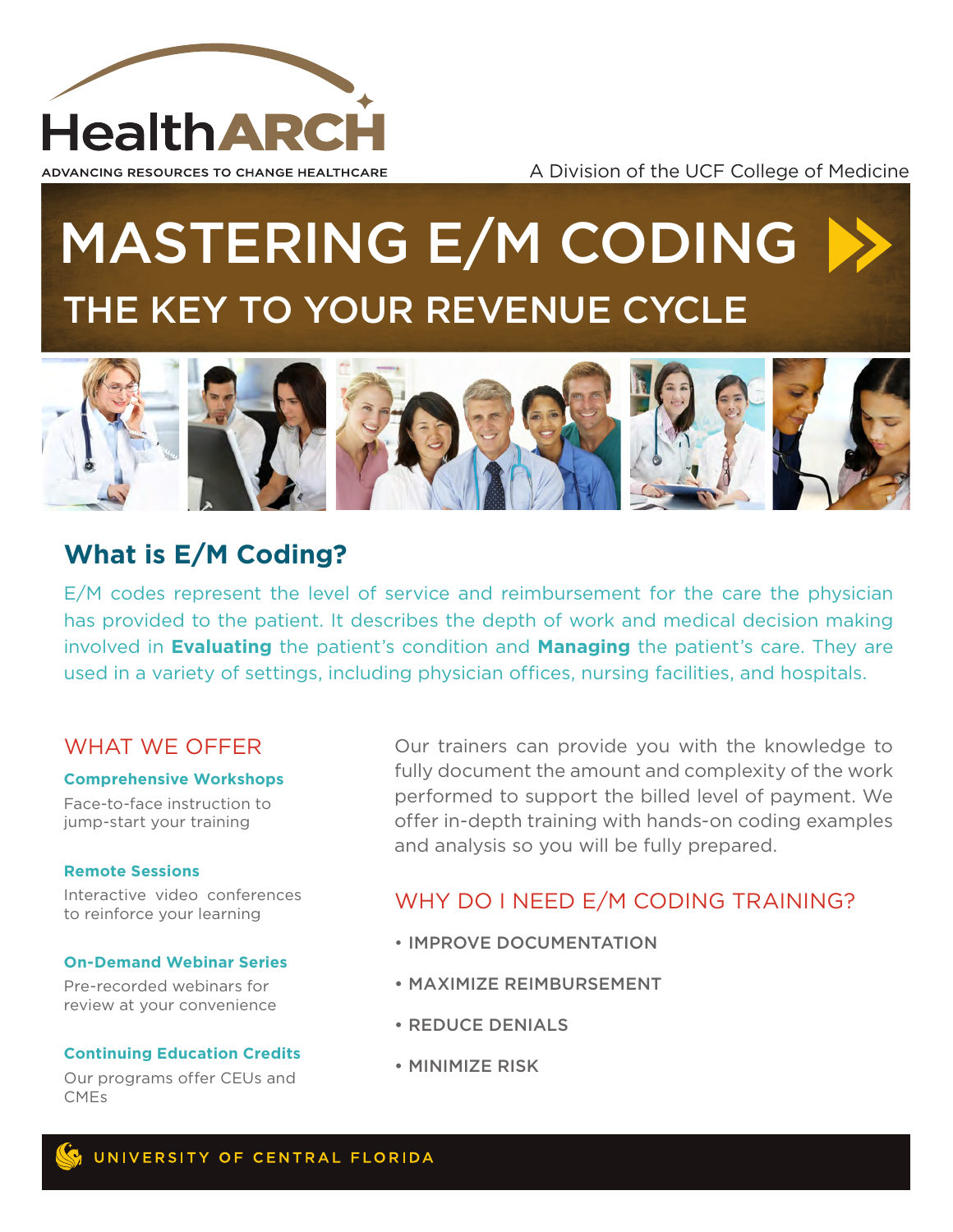# HealthARCH

ADVANCING RESOURCES TO CHANGE HEALTHCARE

A Division of the UCF College of Medicine

# MASTERING E/M CODING

## THE KEY TO YOUR REVENUE CYCLE

## What is E/M Coding?

E/M codes represent the level of service and reimbursement for the care the physician has provided to the patient. It describes the depth of work and medical decision making involved in **Evaluating** the patient's condition and **Managing** the patient's care. They are used in a variety of settings, including physician offices, nursing facilities, and hospitals.

### WHAT WE OFFER

**Comprehensive Workshops**

Face-to-face instruction to jump-start your training

**Remote Sessions**

Interactive video conferences to reinforce your learning

**On-Demand Webinar Series**

Pre-recorded webinars for review at your convenience

**Continuing Education Credits**

Our programs offer CEUs and CMEs

Our trainers can provide you with the knowledge to fully document the amount and complexity of the work performed to support the billed level of payment. We offer in-depth training with hands-on coding examples and analysis so you will be fully prepared.

### WHY DO I NEED E/M CODING TRAINING?

- IMPROVE DOCUMENTATION
- MAXIMIZE REIMBURSEMENT
- REDUCE DENIALS
- MINIMIZE RISK

UNIVERSITY OF CENTRAL FLORIDA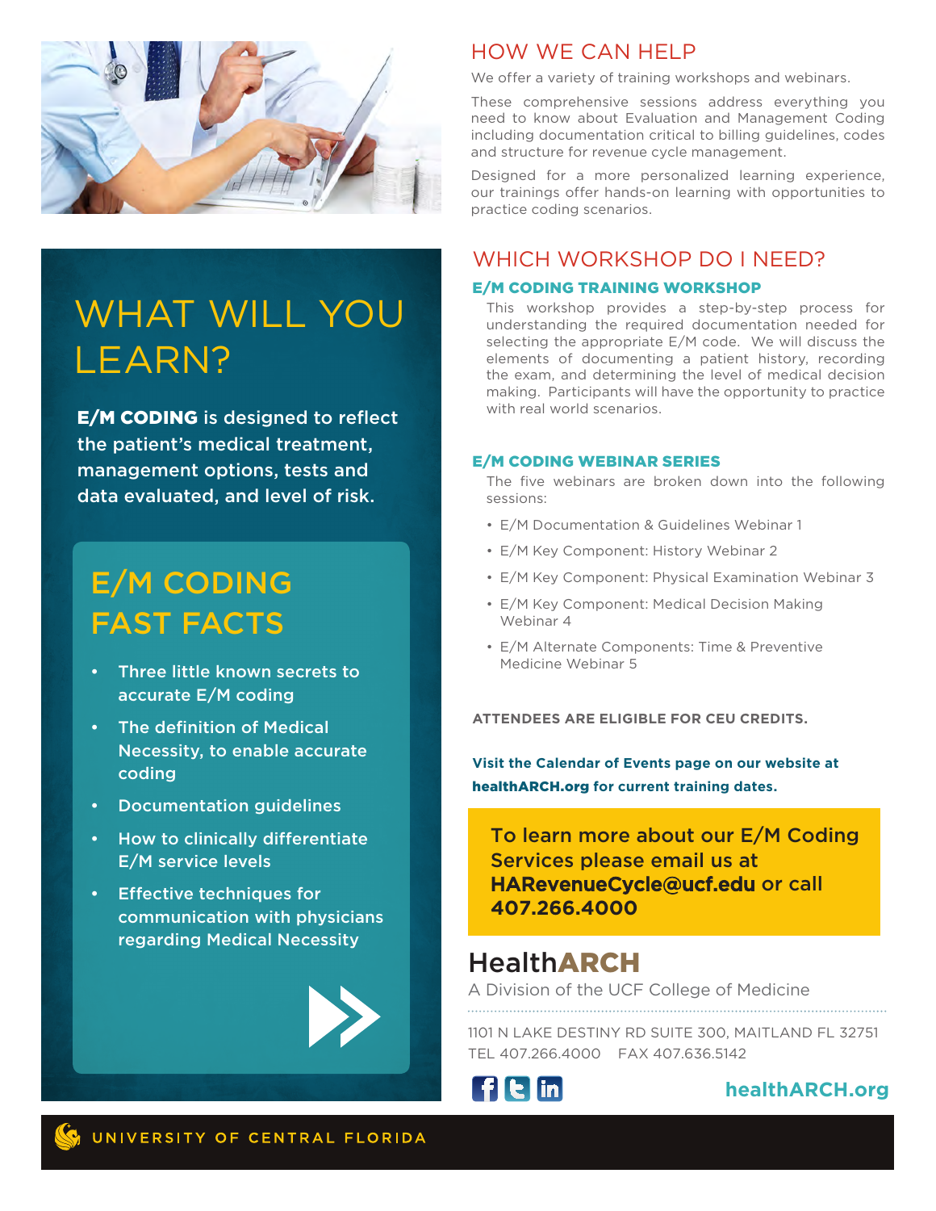# WHAT WILL YOU LEARN?

**E/M CODING** is designed to reflect the patient's medical treatment, management options, tests and data evaluated, and level of risk.

## E/M CODING FAST FACTS

- Three little known secrets to accurate E/M coding
- The definition of Medical Necessity, to enable accurate coding
- Documentation guidelines
- How to clinically differentiate E/M service levels
- Effective techniques for communication with physicians regarding Medical Necessity

## HOW WE CAN HELP

We offer a variety of training workshops and webinars.

These comprehensive sessions address everything you need to know about Evaluation and Management Coding including documentation critical to billing guidelines, codes and structure for revenue cycle management.

Designed for a more personalized learning experience, our trainings offer hands-on learning with opportunities to practice coding scenarios.

## WHICH WORKSHOP DO I NEED?

### E/M CODING TRAINING WORKSHOP

This workshop provides a step-by-step process for understanding the required documentation needed for selecting the appropriate E/M code. We will discuss the elements of documenting a patient history, recording the exam, and determining the level of medical decision making. Participants will have the opportunity to practice with real world scenarios.

### E/M CODING WEBINAR SERIES

The five webinars are broken down into the following sessions:

- E/M Documentation & Guidelines Webinar 1
- E/M Key Component: History Webinar 2
- E/M Key Component: Physical Examination Webinar 3
- E/M Key Component: Medical Decision Making Webinar 4
- E/M Alternate Components: Time & Preventive Medicine Webinar 5

**ATTENDEES ARE ELIGIBLE FOR CEU CREDITS.**

**Visit the Calendar of Events page on our website at healthARCH.org for current training dates.**

**To learn more about our E/M Coding Services please email us at HARevenueCycle@ucf.edu or call 407.266.4000**

**HealthARCH**
A Division of the UCF College of Medicine

1101 N LAKE DESTINY RD SUITE 300, MAITLAND FL 32751
TEL 407.266.4000 FAX 407.636.5142

healthARCH.org

UNIVERSITY OF CENTRAL FLORIDA